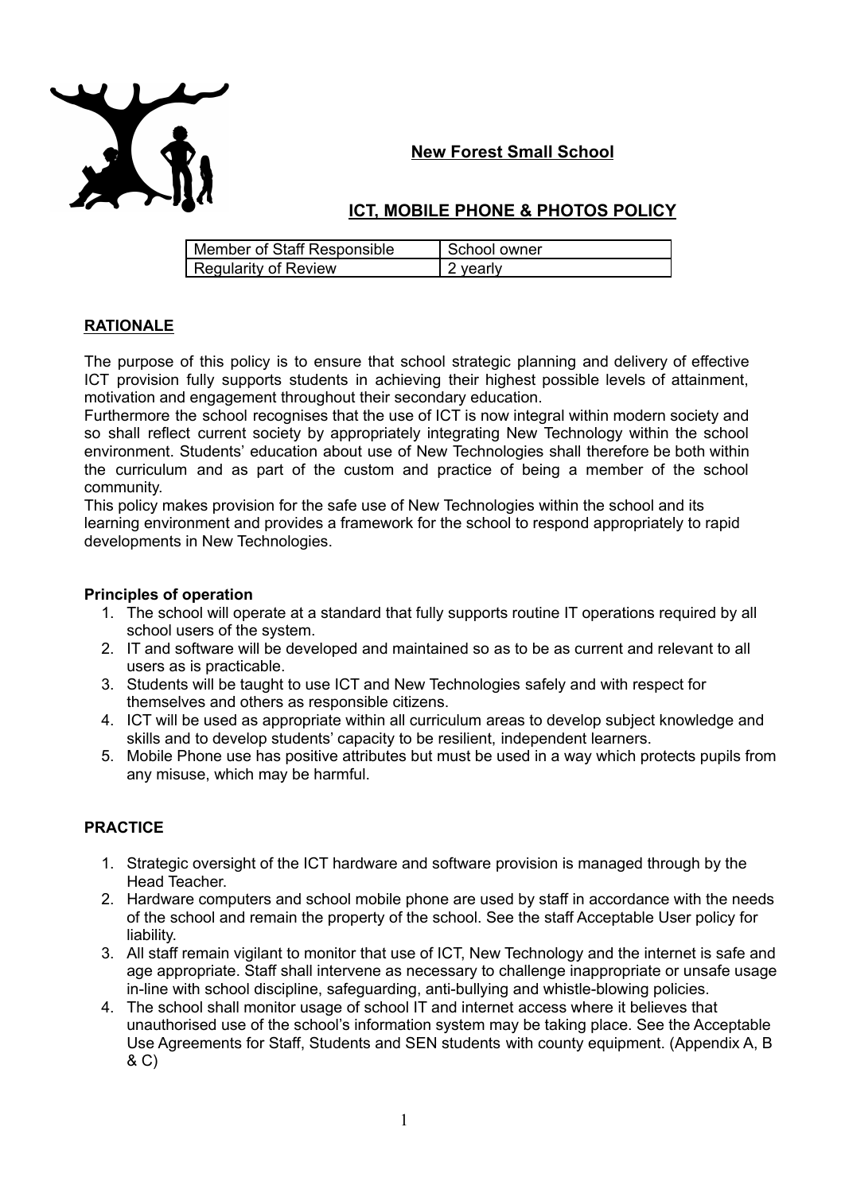# New Forest Small School

## ICT, MOBILE PHONE & PHOTOS POLICY

| Member of Staff Responsible | School owner |
|---|---|
| Regularity of Review | 2 yearly |

### RATIONALE

The purpose of this policy is to ensure that school strategic planning and delivery of effective ICT provision fully supports students in achieving their highest possible levels of attainment, motivation and engagement throughout their secondary education.
Furthermore the school recognises that the use of ICT is now integral within modern society and so shall reflect current society by appropriately integrating New Technology within the school environment. Students' education about use of New Technologies shall therefore be both within the curriculum and as part of the custom and practice of being a member of the school community.
This policy makes provision for the safe use of New Technologies within the school and its learning environment and provides a framework for the school to respond appropriately to rapid developments in New Technologies.

**Principles of operation**

1. The school will operate at a standard that fully supports routine IT operations required by all school users of the system.
2. IT and software will be developed and maintained so as to be as current and relevant to all users as is practicable.
3. Students will be taught to use ICT and New Technologies safely and with respect for themselves and others as responsible citizens.
4. ICT will be used as appropriate within all curriculum areas to develop subject knowledge and skills and to develop students' capacity to be resilient, independent learners.
5. Mobile Phone use has positive attributes but must be used in a way which protects pupils from any misuse, which may be harmful.

### PRACTICE

1. Strategic oversight of the ICT hardware and software provision is managed through by the Head Teacher.
2. Hardware computers and school mobile phone are used by staff in accordance with the needs of the school and remain the property of the school. See the staff Acceptable User policy for liability.
3. All staff remain vigilant to monitor that use of ICT, New Technology and the internet is safe and age appropriate. Staff shall intervene as necessary to challenge inappropriate or unsafe usage in-line with school discipline, safeguarding, anti-bullying and whistle-blowing policies.
4. The school shall monitor usage of school IT and internet access where it believes that unauthorised use of the school's information system may be taking place. See the Acceptable Use Agreements for Staff, Students and SEN students with county equipment. (Appendix A, B & C)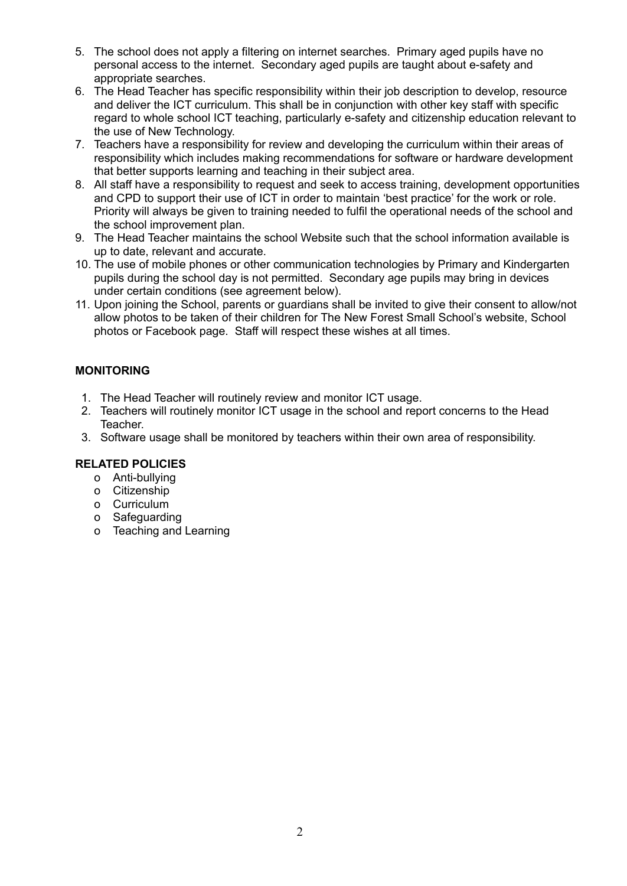5. The school does not apply a filtering on internet searches. Primary aged pupils have no personal access to the internet. Secondary aged pupils are taught about e-safety and appropriate searches.
6. The Head Teacher has specific responsibility within their job description to develop, resource and deliver the ICT curriculum. This shall be in conjunction with other key staff with specific regard to whole school ICT teaching, particularly e-safety and citizenship education relevant to the use of New Technology.
7. Teachers have a responsibility for review and developing the curriculum within their areas of responsibility which includes making recommendations for software or hardware development that better supports learning and teaching in their subject area.
8. All staff have a responsibility to request and seek to access training, development opportunities and CPD to support their use of ICT in order to maintain 'best practice' for the work or role. Priority will always be given to training needed to fulfil the operational needs of the school and the school improvement plan.
9. The Head Teacher maintains the school Website such that the school information available is up to date, relevant and accurate.
10. The use of mobile phones or other communication technologies by Primary and Kindergarten pupils during the school day is not permitted. Secondary age pupils may bring in devices under certain conditions (see agreement below).
11. Upon joining the School, parents or guardians shall be invited to give their consent to allow/not allow photos to be taken of their children for The New Forest Small School's website, School photos or Facebook page. Staff will respect these wishes at all times.

**MONITORING**

1. The Head Teacher will routinely review and monitor ICT usage.
2. Teachers will routinely monitor ICT usage in the school and report concerns to the Head Teacher.
3. Software usage shall be monitored by teachers within their own area of responsibility.

**RELATED POLICIES**

- Anti-bullying
- Citizenship
- Curriculum
- Safeguarding
- Teaching and Learning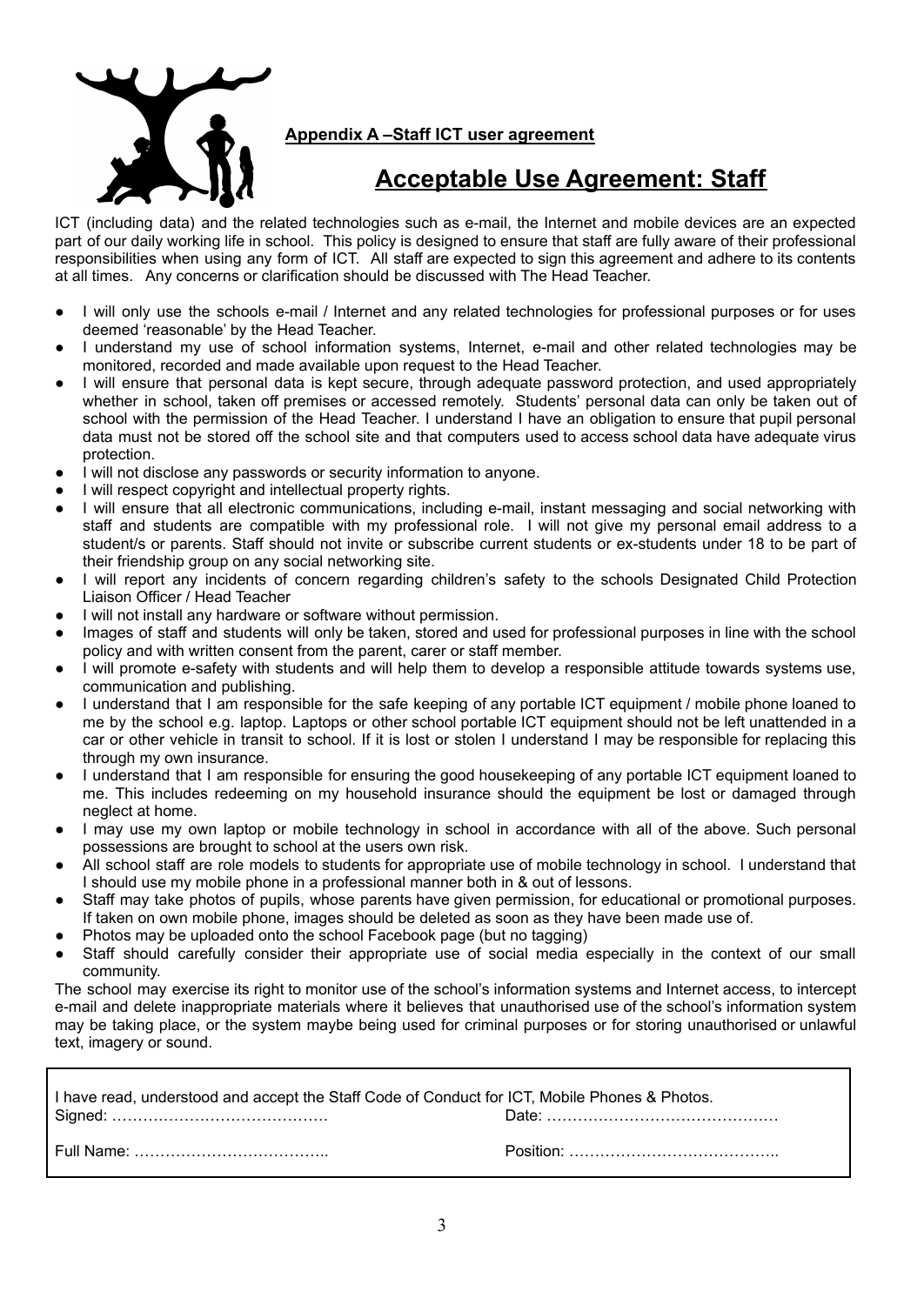**Appendix A –Staff ICT user agreement**

# Acceptable Use Agreement: Staff

ICT (including data) and the related technologies such as e-mail, the Internet and mobile devices are an expected part of our daily working life in school. This policy is designed to ensure that staff are fully aware of their professional responsibilities when using any form of ICT. All staff are expected to sign this agreement and adhere to its contents at all times. Any concerns or clarification should be discussed with The Head Teacher.

- I will only use the schools e-mail / Internet and any related technologies for professional purposes or for uses deemed 'reasonable' by the Head Teacher.
- I understand my use of school information systems, Internet, e-mail and other related technologies may be monitored, recorded and made available upon request to the Head Teacher.
- I will ensure that personal data is kept secure, through adequate password protection, and used appropriately whether in school, taken off premises or accessed remotely. Students' personal data can only be taken out of school with the permission of the Head Teacher. I understand I have an obligation to ensure that pupil personal data must not be stored off the school site and that computers used to access school data have adequate virus protection.
- I will not disclose any passwords or security information to anyone.
- I will respect copyright and intellectual property rights.
- I will ensure that all electronic communications, including e-mail, instant messaging and social networking with staff and students are compatible with my professional role. I will not give my personal email address to a student/s or parents. Staff should not invite or subscribe current students or ex-students under 18 to be part of their friendship group on any social networking site.
- I will report any incidents of concern regarding children's safety to the schools Designated Child Protection Liaison Officer / Head Teacher
- I will not install any hardware or software without permission.
- Images of staff and students will only be taken, stored and used for professional purposes in line with the school policy and with written consent from the parent, carer or staff member.
- I will promote e-safety with students and will help them to develop a responsible attitude towards systems use, communication and publishing.
- I understand that I am responsible for the safe keeping of any portable ICT equipment / mobile phone loaned to me by the school e.g. laptop. Laptops or other school portable ICT equipment should not be left unattended in a car or other vehicle in transit to school. If it is lost or stolen I understand I may be responsible for replacing this through my own insurance.
- I understand that I am responsible for ensuring the good housekeeping of any portable ICT equipment loaned to me. This includes redeeming on my household insurance should the equipment be lost or damaged through neglect at home.
- I may use my own laptop or mobile technology in school in accordance with all of the above. Such personal possessions are brought to school at the users own risk.
- All school staff are role models to students for appropriate use of mobile technology in school. I understand that I should use my mobile phone in a professional manner both in & out of lessons.
- Staff may take photos of pupils, whose parents have given permission, for educational or promotional purposes. If taken on own mobile phone, images should be deleted as soon as they have been made use of.
- Photos may be uploaded onto the school Facebook page (but no tagging)
- Staff should carefully consider their appropriate use of social media especially in the context of our small community.

The school may exercise its right to monitor use of the school's information systems and Internet access, to intercept e-mail and delete inappropriate materials where it believes that unauthorised use of the school's information system may be taking place, or the system maybe being used for criminal purposes or for storing unauthorised or unlawful text, imagery or sound.

I have read, understood and accept the Staff Code of Conduct for ICT, Mobile Phones & Photos.

Signed: …………………………………… Date: ………………………………………

Full Name: ……………………………….. Position: …………………………………..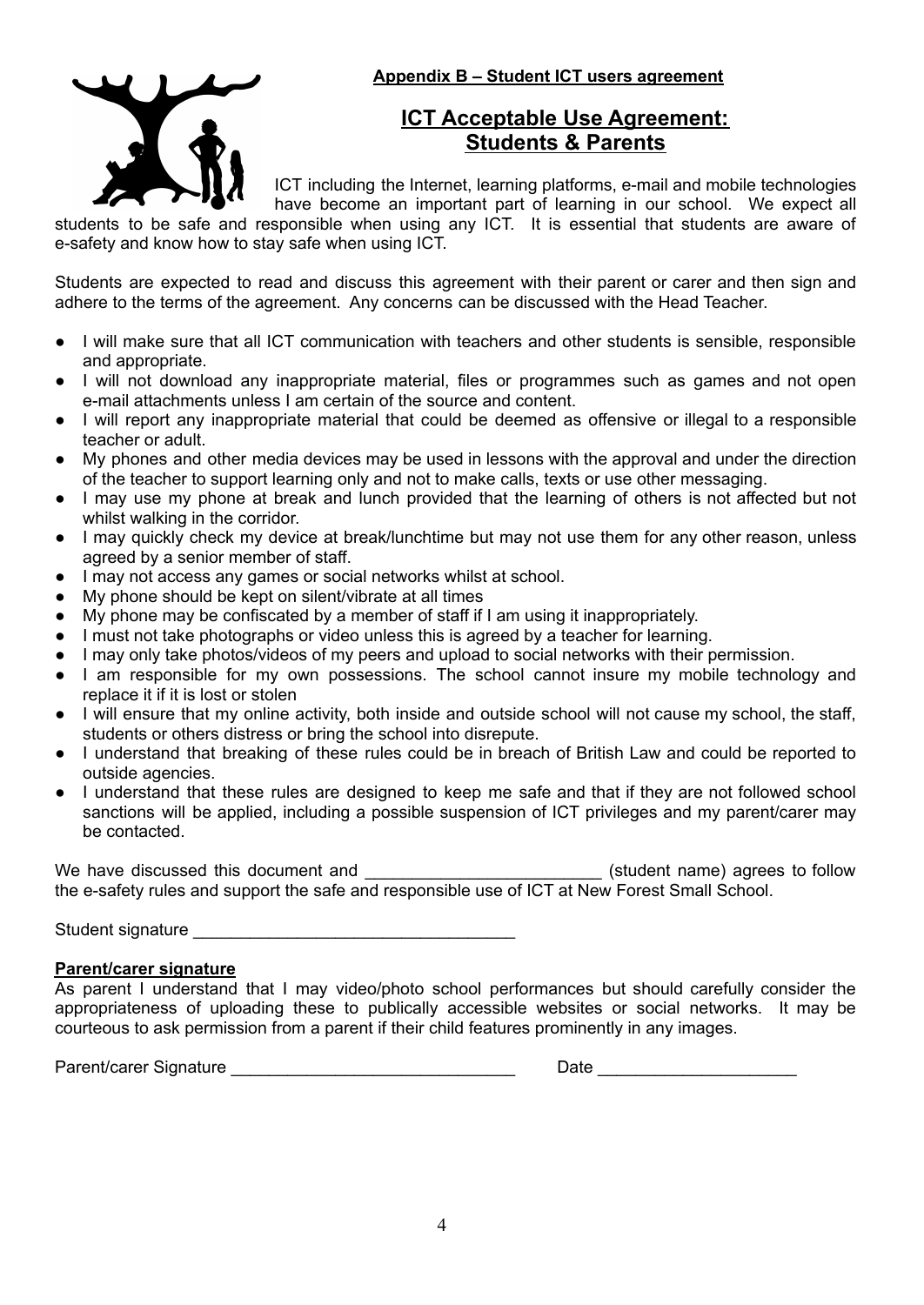**Appendix B – Student ICT users agreement**

# ICT Acceptable Use Agreement: Students & Parents

ICT including the Internet, learning platforms, e-mail and mobile technologies have become an important part of learning in our school. We expect all students to be safe and responsible when using any ICT. It is essential that students are aware of e-safety and know how to stay safe when using ICT.

Students are expected to read and discuss this agreement with their parent or carer and then sign and adhere to the terms of the agreement. Any concerns can be discussed with the Head Teacher.

- I will make sure that all ICT communication with teachers and other students is sensible, responsible and appropriate.
- I will not download any inappropriate material, files or programmes such as games and not open e-mail attachments unless I am certain of the source and content.
- I will report any inappropriate material that could be deemed as offensive or illegal to a responsible teacher or adult.
- My phones and other media devices may be used in lessons with the approval and under the direction of the teacher to support learning only and not to make calls, texts or use other messaging.
- I may use my phone at break and lunch provided that the learning of others is not affected but not whilst walking in the corridor.
- I may quickly check my device at break/lunchtime but may not use them for any other reason, unless agreed by a senior member of staff.
- I may not access any games or social networks whilst at school.
- My phone should be kept on silent/vibrate at all times
- My phone may be confiscated by a member of staff if I am using it inappropriately.
- I must not take photographs or video unless this is agreed by a teacher for learning.
- I may only take photos/videos of my peers and upload to social networks with their permission.
- I am responsible for my own possessions. The school cannot insure my mobile technology and replace it if it is lost or stolen
- I will ensure that my online activity, both inside and outside school will not cause my school, the staff, students or others distress or bring the school into disrepute.
- I understand that breaking of these rules could be in breach of British Law and could be reported to outside agencies.
- I understand that these rules are designed to keep me safe and that if they are not followed school sanctions will be applied, including a possible suspension of ICT privileges and my parent/carer may be contacted.

We have discussed this document and _________________________ (student name) agrees to follow the e-safety rules and support the safe and responsible use of ICT at New Forest Small School.

Student signature __________________________________

**Parent/carer signature**

As parent I understand that I may video/photo school performances but should carefully consider the appropriateness of uploading these to publically accessible websites or social networks. It may be courteous to ask permission from a parent if their child features prominently in any images.

Parent/carer Signature ______________________________ Date ____________________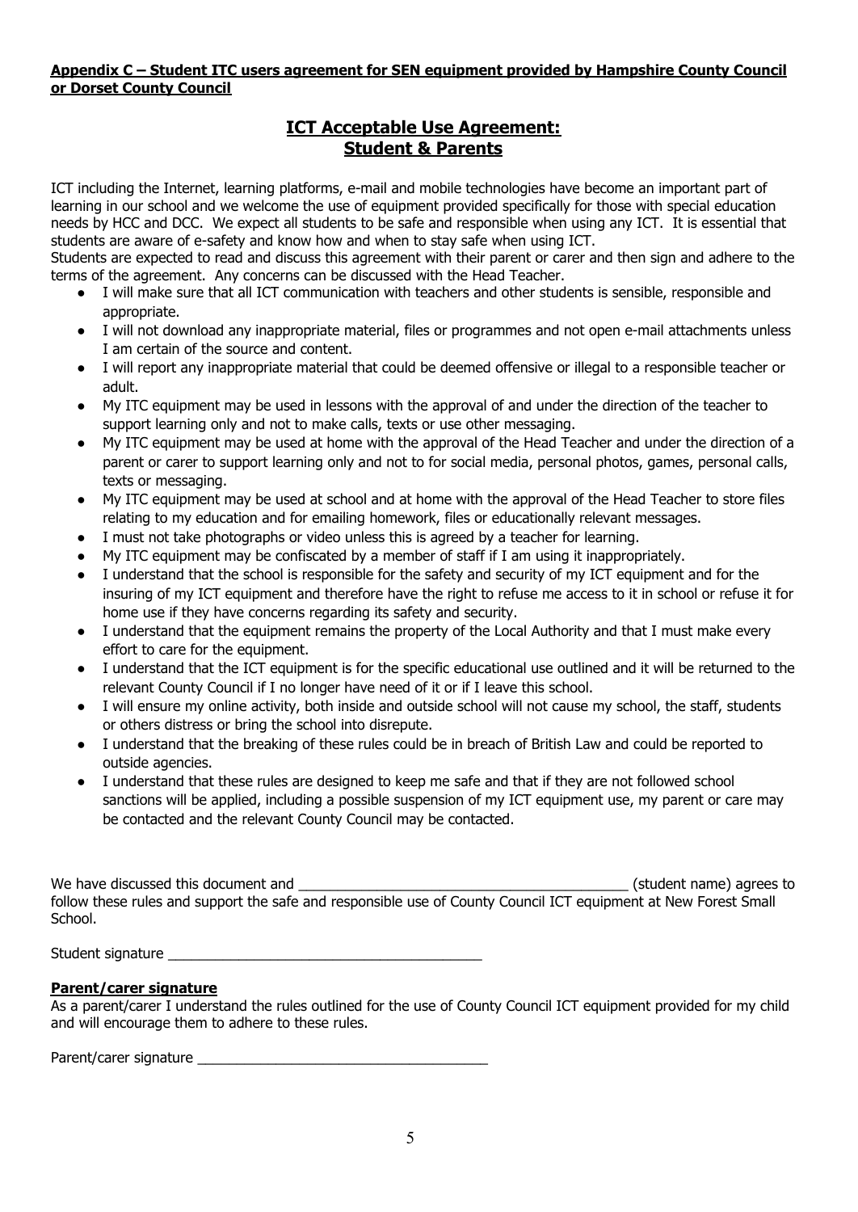**Appendix C – Student ITC users agreement for SEN equipment provided by Hampshire County Council or Dorset County Council**

## ICT Acceptable Use Agreement: Student & Parents

ICT including the Internet, learning platforms, e-mail and mobile technologies have become an important part of learning in our school and we welcome the use of equipment provided specifically for those with special education needs by HCC and DCC. We expect all students to be safe and responsible when using any ICT. It is essential that students are aware of e-safety and know how and when to stay safe when using ICT.
Students are expected to read and discuss this agreement with their parent or carer and then sign and adhere to the terms of the agreement. Any concerns can be discussed with the Head Teacher.

- I will make sure that all ICT communication with teachers and other students is sensible, responsible and appropriate.
- I will not download any inappropriate material, files or programmes and not open e-mail attachments unless I am certain of the source and content.
- I will report any inappropriate material that could be deemed offensive or illegal to a responsible teacher or adult.
- My ITC equipment may be used in lessons with the approval of and under the direction of the teacher to support learning only and not to make calls, texts or use other messaging.
- My ITC equipment may be used at home with the approval of the Head Teacher and under the direction of a parent or carer to support learning only and not to for social media, personal photos, games, personal calls, texts or messaging.
- My ITC equipment may be used at school and at home with the approval of the Head Teacher to store files relating to my education and for emailing homework, files or educationally relevant messages.
- I must not take photographs or video unless this is agreed by a teacher for learning.
- My ITC equipment may be confiscated by a member of staff if I am using it inappropriately.
- I understand that the school is responsible for the safety and security of my ICT equipment and for the insuring of my ICT equipment and therefore have the right to refuse me access to it in school or refuse it for home use if they have concerns regarding its safety and security.
- I understand that the equipment remains the property of the Local Authority and that I must make every effort to care for the equipment.
- I understand that the ICT equipment is for the specific educational use outlined and it will be returned to the relevant County Council if I no longer have need of it or if I leave this school.
- I will ensure my online activity, both inside and outside school will not cause my school, the staff, students or others distress or bring the school into disrepute.
- I understand that the breaking of these rules could be in breach of British Law and could be reported to outside agencies.
- I understand that these rules are designed to keep me safe and that if they are not followed school sanctions will be applied, including a possible suspension of my ICT equipment use, my parent or care may be contacted and the relevant County Council may be contacted.

We have discussed this document and ________________________________________ (student name) agrees to follow these rules and support the safe and responsible use of County Council ICT equipment at New Forest Small School.

Student signature ________________________________________

**Parent/carer signature**

As a parent/carer I understand the rules outlined for the use of County Council ICT equipment provided for my child and will encourage them to adhere to these rules.

Parent/carer signature ____________________________________